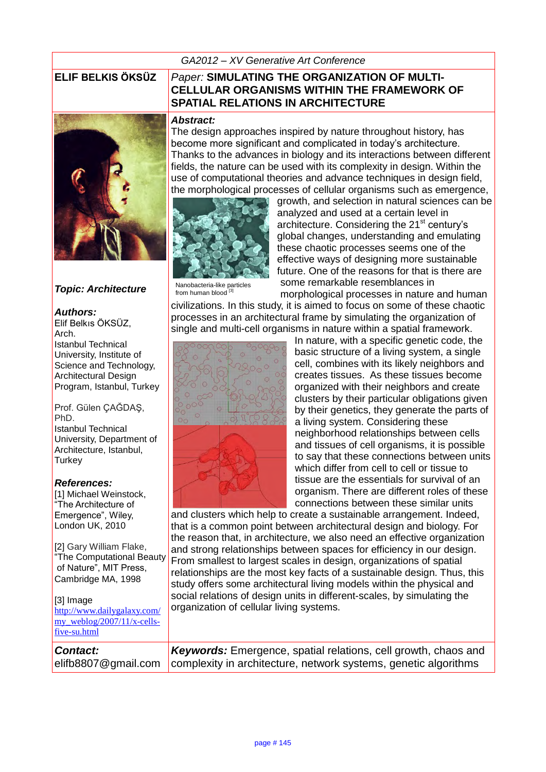GA2012 – XV Generative Art Conference

**ELIF BELKIS ÖKSÜZ**

*Paper:* **SIMULATING THE ORGANIZATION OF MULTI-CELLULAR ORGANISMS WITHIN THE FRAMEWORK OF SPATIAL RELATIONS IN ARCHITECTURE**

***Topic: Architecture***

***Authors:***
Elif Belkıs ÖKSÜZ,
Arch.
Istanbul Technical University, Institute of Science and Technology, Architectural Design Program, Istanbul, Turkey

Prof. Gülen ÇAĞDAŞ,
PhD.
Istanbul Technical University, Department of Architecture, Istanbul, Turkey

***References:***
[1] Michael Weinstock, "The Architecture of Emergence", Wiley, London UK, 2010

[2] Gary William Flake, "The Computational Beauty of Nature", MIT Press, Cambridge MA, 1998

[3] Image
http://www.dailygalaxy.com/my_weblog/2007/11/x-cells-five-su.html

***Abstract:***

The design approaches inspired by nature throughout history, has become more significant and complicated in today's architecture. Thanks to the advances in biology and its interactions between different fields, the nature can be used with its complexity in design. Within the use of computational theories and advance techniques in design field, the morphological processes of cellular organisms such as emergence, growth, and selection in natural sciences can be analyzed and used at a certain level in architecture. Considering the 21st century's global changes, understanding and emulating these chaotic processes seems one of the effective ways of designing more sustainable future. One of the reasons for that is there are some remarkable resemblances in morphological processes in nature and human civilizations. In this study, it is aimed to focus on some of these chaotic processes in an architectural frame by simulating the organization of single and multi-cell organisms in nature within a spatial framework.

Nanobacteria-like particles from human blood [3]

In nature, with a specific genetic code, the basic structure of a living system, a single cell, combines with its likely neighbors and creates tissues. As these tissues become organized with their neighbors and create clusters by their particular obligations given by their genetics, they generate the parts of a living system. Considering these neighborhood relationships between cells and tissues of cell organisms, it is possible to say that these connections between units which differ from cell to cell or tissue to tissue are the essentials for survival of an organism. There are different roles of these connections between these similar units and clusters which help to create a sustainable arrangement. Indeed, that is a common point between architectural design and biology. For the reason that, in architecture, we also need an effective organization and strong relationships between spaces for efficiency in our design. From smallest to largest scales in design, organizations of spatial relationships are the most key facts of a sustainable design. Thus, this study offers some architectural living models within the physical and social relations of design units in different-scales, by simulating the organization of cellular living systems.

***Contact:***
elifb8807@gmail.com

***Keywords:*** Emergence, spatial relations, cell growth, chaos and complexity in architecture, network systems, genetic algorithms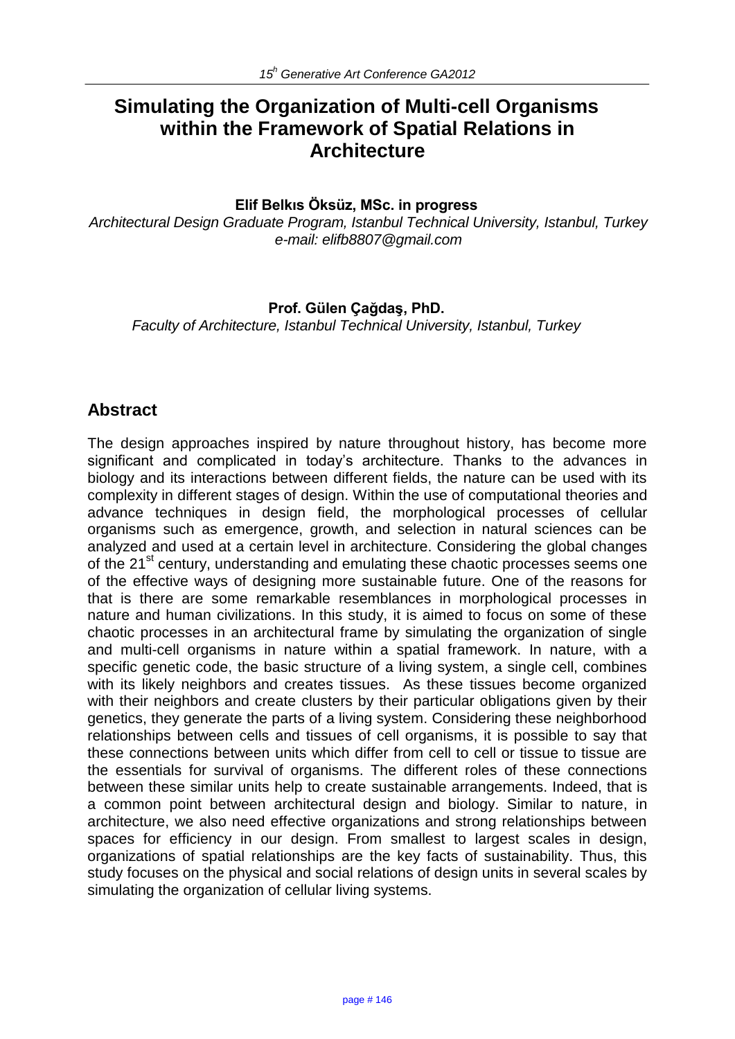# Simulating the Organization of Multi-cell Organisms within the Framework of Spatial Relations in Architecture

**Elif Belkıs Öksüz, MSc. in progress**

*Architectural Design Graduate Program, Istanbul Technical University, Istanbul, Turkey*
*e-mail: elifb8807@gmail.com*

**Prof. Gülen Çağdaş, PhD.**

*Faculty of Architecture, Istanbul Technical University, Istanbul, Turkey*

## Abstract

The design approaches inspired by nature throughout history, has become more significant and complicated in today's architecture. Thanks to the advances in biology and its interactions between different fields, the nature can be used with its complexity in different stages of design. Within the use of computational theories and advance techniques in design field, the morphological processes of cellular organisms such as emergence, growth, and selection in natural sciences can be analyzed and used at a certain level in architecture. Considering the global changes of the 21st century, understanding and emulating these chaotic processes seems one of the effective ways of designing more sustainable future. One of the reasons for that is there are some remarkable resemblances in morphological processes in nature and human civilizations. In this study, it is aimed to focus on some of these chaotic processes in an architectural frame by simulating the organization of single and multi-cell organisms in nature within a spatial framework. In nature, with a specific genetic code, the basic structure of a living system, a single cell, combines with its likely neighbors and creates tissues. As these tissues become organized with their neighbors and create clusters by their particular obligations given by their genetics, they generate the parts of a living system. Considering these neighborhood relationships between cells and tissues of cell organisms, it is possible to say that these connections between units which differ from cell to cell or tissue to tissue are the essentials for survival of organisms. The different roles of these connections between these similar units help to create sustainable arrangements. Indeed, that is a common point between architectural design and biology. Similar to nature, in architecture, we also need effective organizations and strong relationships between spaces for efficiency in our design. From smallest to largest scales in design, organizations of spatial relationships are the key facts of sustainability. Thus, this study focuses on the physical and social relations of design units in several scales by simulating the organization of cellular living systems.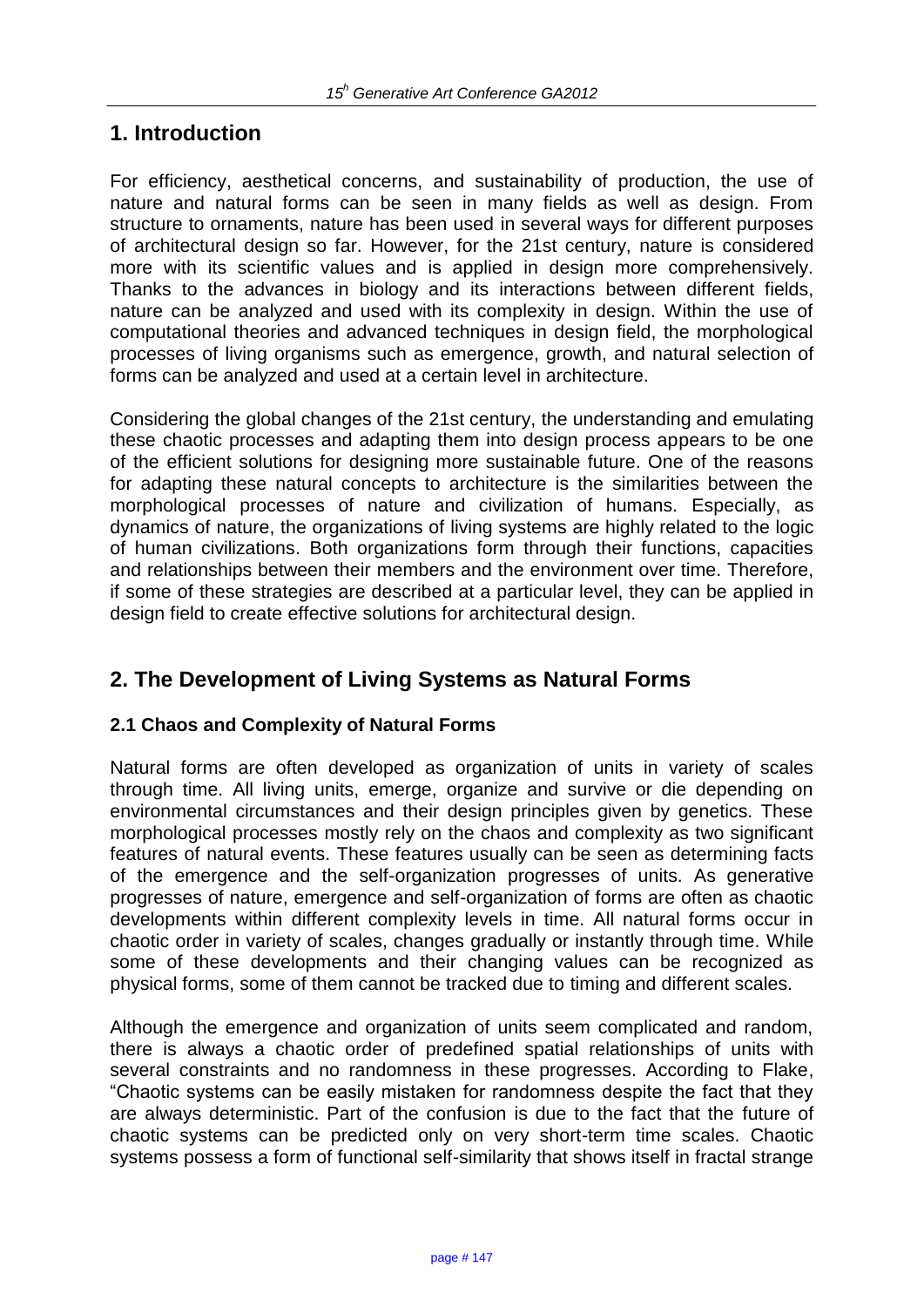## 1. Introduction

For efficiency, aesthetical concerns, and sustainability of production, the use of nature and natural forms can be seen in many fields as well as design. From structure to ornaments, nature has been used in several ways for different purposes of architectural design so far. However, for the 21st century, nature is considered more with its scientific values and is applied in design more comprehensively. Thanks to the advances in biology and its interactions between different fields, nature can be analyzed and used with its complexity in design. Within the use of computational theories and advanced techniques in design field, the morphological processes of living organisms such as emergence, growth, and natural selection of forms can be analyzed and used at a certain level in architecture.

Considering the global changes of the 21st century, the understanding and emulating these chaotic processes and adapting them into design process appears to be one of the efficient solutions for designing more sustainable future. One of the reasons for adapting these natural concepts to architecture is the similarities between the morphological processes of nature and civilization of humans. Especially, as dynamics of nature, the organizations of living systems are highly related to the logic of human civilizations. Both organizations form through their functions, capacities and relationships between their members and the environment over time. Therefore, if some of these strategies are described at a particular level, they can be applied in design field to create effective solutions for architectural design.

## 2. The Development of Living Systems as Natural Forms

### 2.1 Chaos and Complexity of Natural Forms

Natural forms are often developed as organization of units in variety of scales through time. All living units, emerge, organize and survive or die depending on environmental circumstances and their design principles given by genetics. These morphological processes mostly rely on the chaos and complexity as two significant features of natural events. These features usually can be seen as determining facts of the emergence and the self-organization progresses of units. As generative progresses of nature, emergence and self-organization of forms are often as chaotic developments within different complexity levels in time. All natural forms occur in chaotic order in variety of scales, changes gradually or instantly through time. While some of these developments and their changing values can be recognized as physical forms, some of them cannot be tracked due to timing and different scales.

Although the emergence and organization of units seem complicated and random, there is always a chaotic order of predefined spatial relationships of units with several constraints and no randomness in these progresses. According to Flake, "Chaotic systems can be easily mistaken for randomness despite the fact that they are always deterministic. Part of the confusion is due to the fact that the future of chaotic systems can be predicted only on very short-term time scales. Chaotic systems possess a form of functional self-similarity that shows itself in fractal strange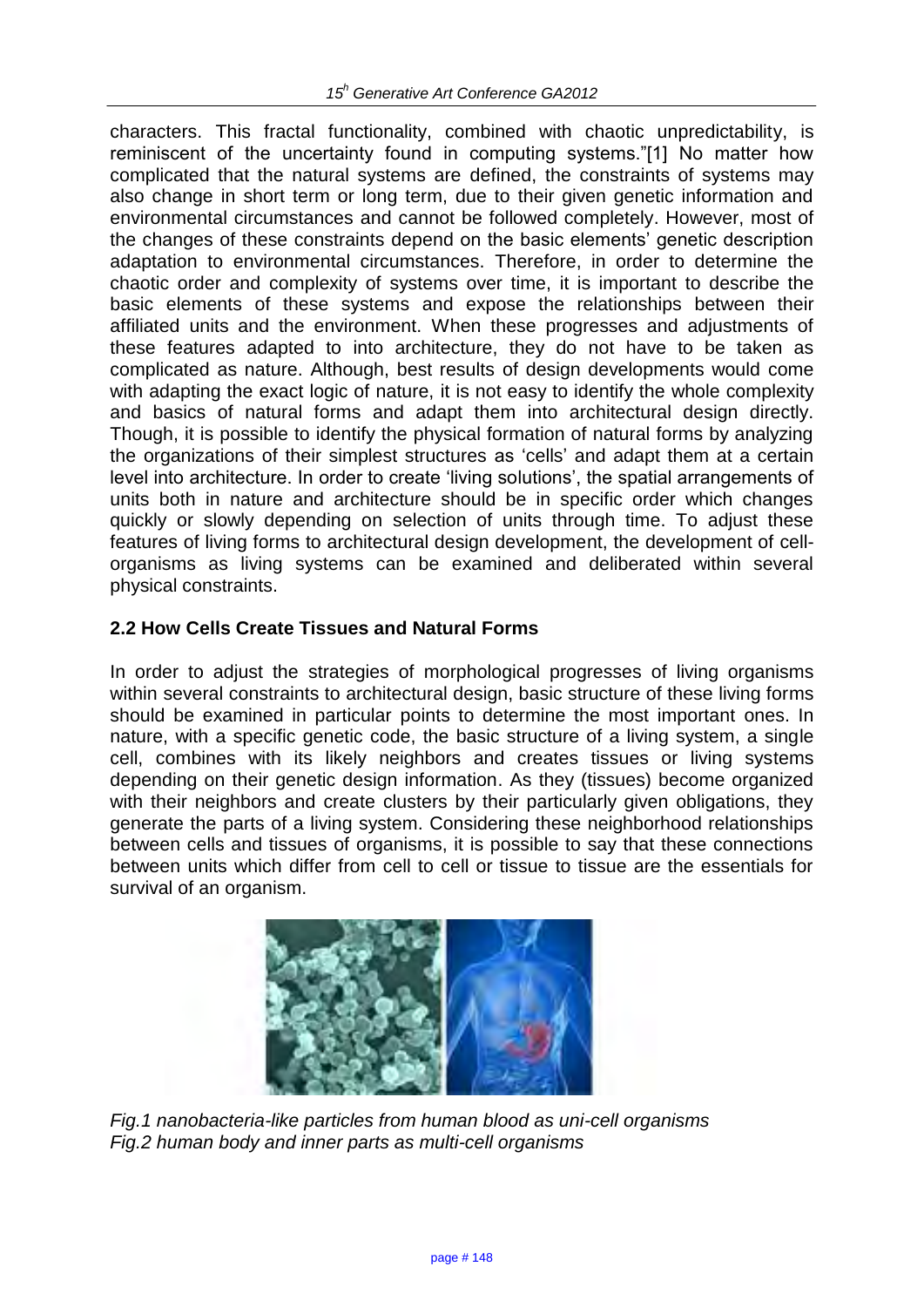characters. This fractal functionality, combined with chaotic unpredictability, is reminiscent of the uncertainty found in computing systems."[1] No matter how complicated that the natural systems are defined, the constraints of systems may also change in short term or long term, due to their given genetic information and environmental circumstances and cannot be followed completely. However, most of the changes of these constraints depend on the basic elements' genetic description adaptation to environmental circumstances. Therefore, in order to determine the chaotic order and complexity of systems over time, it is important to describe the basic elements of these systems and expose the relationships between their affiliated units and the environment. When these progresses and adjustments of these features adapted to into architecture, they do not have to be taken as complicated as nature. Although, best results of design developments would come with adapting the exact logic of nature, it is not easy to identify the whole complexity and basics of natural forms and adapt them into architectural design directly. Though, it is possible to identify the physical formation of natural forms by analyzing the organizations of their simplest structures as 'cells' and adapt them at a certain level into architecture. In order to create 'living solutions', the spatial arrangements of units both in nature and architecture should be in specific order which changes quickly or slowly depending on selection of units through time. To adjust these features of living forms to architectural design development, the development of cell-organisms as living systems can be examined and deliberated within several physical constraints.

## 2.2 How Cells Create Tissues and Natural Forms

In order to adjust the strategies of morphological progresses of living organisms within several constraints to architectural design, basic structure of these living forms should be examined in particular points to determine the most important ones. In nature, with a specific genetic code, the basic structure of a living system, a single cell, combines with its likely neighbors and creates tissues or living systems depending on their genetic design information. As they (tissues) become organized with their neighbors and create clusters by their particularly given obligations, they generate the parts of a living system. Considering these neighborhood relationships between cells and tissues of organisms, it is possible to say that these connections between units which differ from cell to cell or tissue to tissue are the essentials for survival of an organism.

*Fig.1 nanobacteria-like particles from human blood as uni-cell organisms*
*Fig.2 human body and inner parts as multi-cell organisms*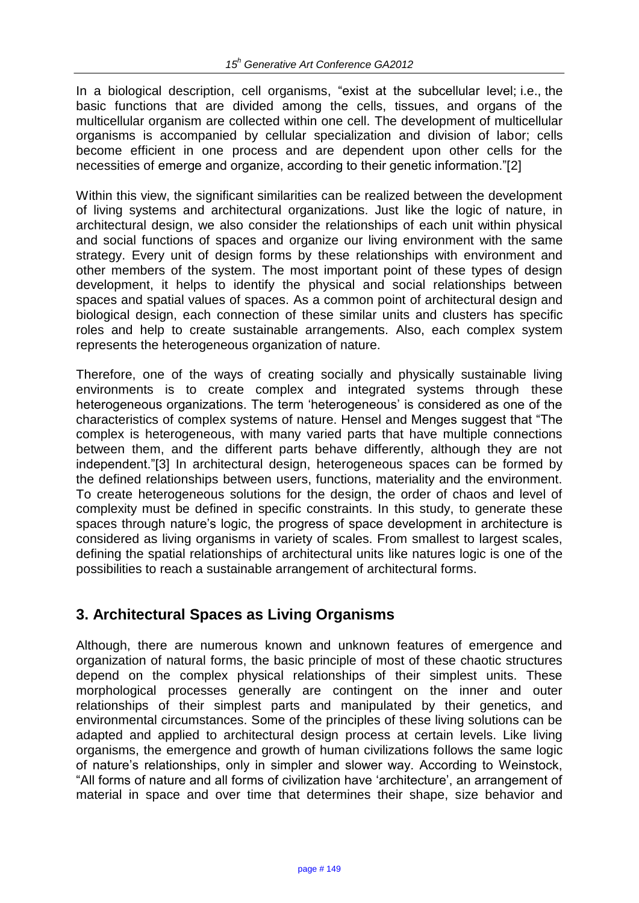In a biological description, cell organisms, "exist at the subcellular level; i.e., the basic functions that are divided among the cells, tissues, and organs of the multicellular organism are collected within one cell. The development of multicellular organisms is accompanied by cellular specialization and division of labor; cells become efficient in one process and are dependent upon other cells for the necessities of emerge and organize, according to their genetic information."[2]

Within this view, the significant similarities can be realized between the development of living systems and architectural organizations. Just like the logic of nature, in architectural design, we also consider the relationships of each unit within physical and social functions of spaces and organize our living environment with the same strategy. Every unit of design forms by these relationships with environment and other members of the system. The most important point of these types of design development, it helps to identify the physical and social relationships between spaces and spatial values of spaces. As a common point of architectural design and biological design, each connection of these similar units and clusters has specific roles and help to create sustainable arrangements. Also, each complex system represents the heterogeneous organization of nature.

Therefore, one of the ways of creating socially and physically sustainable living environments is to create complex and integrated systems through these heterogeneous organizations. The term 'heterogeneous' is considered as one of the characteristics of complex systems of nature. Hensel and Menges suggest that "The complex is heterogeneous, with many varied parts that have multiple connections between them, and the different parts behave differently, although they are not independent."[3] In architectural design, heterogeneous spaces can be formed by the defined relationships between users, functions, materiality and the environment. To create heterogeneous solutions for the design, the order of chaos and level of complexity must be defined in specific constraints. In this study, to generate these spaces through nature's logic, the progress of space development in architecture is considered as living organisms in variety of scales. From smallest to largest scales, defining the spatial relationships of architectural units like natures logic is one of the possibilities to reach a sustainable arrangement of architectural forms.

## 3. Architectural Spaces as Living Organisms

Although, there are numerous known and unknown features of emergence and organization of natural forms, the basic principle of most of these chaotic structures depend on the complex physical relationships of their simplest units. These morphological processes generally are contingent on the inner and outer relationships of their simplest parts and manipulated by their genetics, and environmental circumstances. Some of the principles of these living solutions can be adapted and applied to architectural design process at certain levels. Like living organisms, the emergence and growth of human civilizations follows the same logic of nature's relationships, only in simpler and slower way. According to Weinstock, "All forms of nature and all forms of civilization have 'architecture', an arrangement of material in space and over time that determines their shape, size behavior and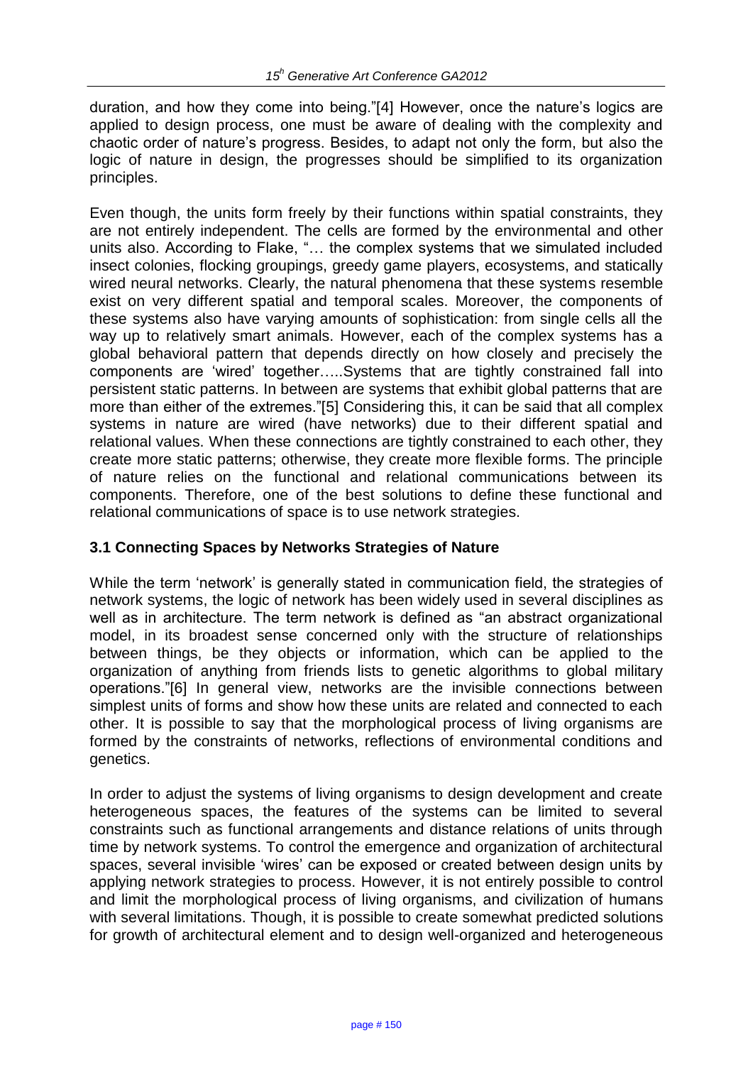duration, and how they come into being."[4] However, once the nature's logics are applied to design process, one must be aware of dealing with the complexity and chaotic order of nature's progress. Besides, to adapt not only the form, but also the logic of nature in design, the progresses should be simplified to its organization principles.

Even though, the units form freely by their functions within spatial constraints, they are not entirely independent. The cells are formed by the environmental and other units also. According to Flake, "… the complex systems that we simulated included insect colonies, flocking groupings, greedy game players, ecosystems, and statically wired neural networks. Clearly, the natural phenomena that these systems resemble exist on very different spatial and temporal scales. Moreover, the components of these systems also have varying amounts of sophistication: from single cells all the way up to relatively smart animals. However, each of the complex systems has a global behavioral pattern that depends directly on how closely and precisely the components are 'wired' together…..Systems that are tightly constrained fall into persistent static patterns. In between are systems that exhibit global patterns that are more than either of the extremes."[5] Considering this, it can be said that all complex systems in nature are wired (have networks) due to their different spatial and relational values. When these connections are tightly constrained to each other, they create more static patterns; otherwise, they create more flexible forms. The principle of nature relies on the functional and relational communications between its components. Therefore, one of the best solutions to define these functional and relational communications of space is to use network strategies.

### 3.1 Connecting Spaces by Networks Strategies of Nature

While the term 'network' is generally stated in communication field, the strategies of network systems, the logic of network has been widely used in several disciplines as well as in architecture. The term network is defined as "an abstract organizational model, in its broadest sense concerned only with the structure of relationships between things, be they objects or information, which can be applied to the organization of anything from friends lists to genetic algorithms to global military operations."[6] In general view, networks are the invisible connections between simplest units of forms and show how these units are related and connected to each other. It is possible to say that the morphological process of living organisms are formed by the constraints of networks, reflections of environmental conditions and genetics.

In order to adjust the systems of living organisms to design development and create heterogeneous spaces, the features of the systems can be limited to several constraints such as functional arrangements and distance relations of units through time by network systems. To control the emergence and organization of architectural spaces, several invisible 'wires' can be exposed or created between design units by applying network strategies to process. However, it is not entirely possible to control and limit the morphological process of living organisms, and civilization of humans with several limitations. Though, it is possible to create somewhat predicted solutions for growth of architectural element and to design well-organized and heterogeneous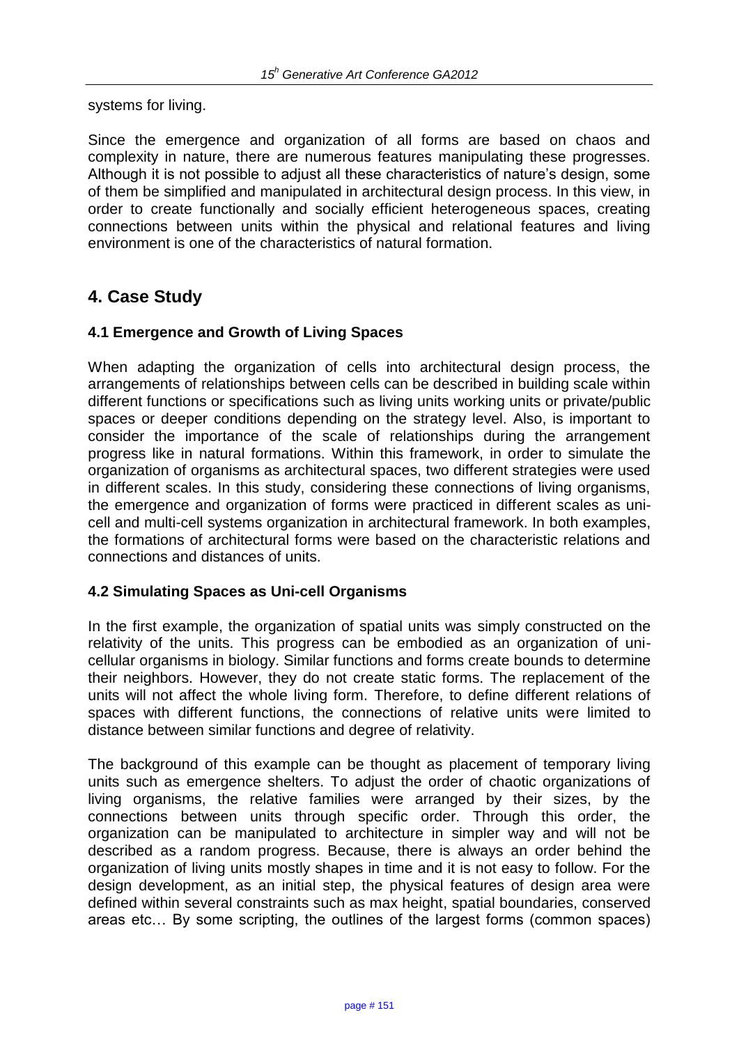systems for living.

Since the emergence and organization of all forms are based on chaos and complexity in nature, there are numerous features manipulating these progresses. Although it is not possible to adjust all these characteristics of nature's design, some of them be simplified and manipulated in architectural design process. In this view, in order to create functionally and socially efficient heterogeneous spaces, creating connections between units within the physical and relational features and living environment is one of the characteristics of natural formation.

## 4. Case Study

### 4.1 Emergence and Growth of Living Spaces

When adapting the organization of cells into architectural design process, the arrangements of relationships between cells can be described in building scale within different functions or specifications such as living units working units or private/public spaces or deeper conditions depending on the strategy level. Also, is important to consider the importance of the scale of relationships during the arrangement progress like in natural formations. Within this framework, in order to simulate the organization of organisms as architectural spaces, two different strategies were used in different scales. In this study, considering these connections of living organisms, the emergence and organization of forms were practiced in different scales as uni-cell and multi-cell systems organization in architectural framework. In both examples, the formations of architectural forms were based on the characteristic relations and connections and distances of units.

### 4.2 Simulating Spaces as Uni-cell Organisms

In the first example, the organization of spatial units was simply constructed on the relativity of the units. This progress can be embodied as an organization of uni-cellular organisms in biology. Similar functions and forms create bounds to determine their neighbors. However, they do not create static forms. The replacement of the units will not affect the whole living form. Therefore, to define different relations of spaces with different functions, the connections of relative units were limited to distance between similar functions and degree of relativity.

The background of this example can be thought as placement of temporary living units such as emergence shelters. To adjust the order of chaotic organizations of living organisms, the relative families were arranged by their sizes, by the connections between units through specific order. Through this order, the organization can be manipulated to architecture in simpler way and will not be described as a random progress. Because, there is always an order behind the organization of living units mostly shapes in time and it is not easy to follow. For the design development, as an initial step, the physical features of design area were defined within several constraints such as max height, spatial boundaries, conserved areas etc… By some scripting, the outlines of the largest forms (common spaces)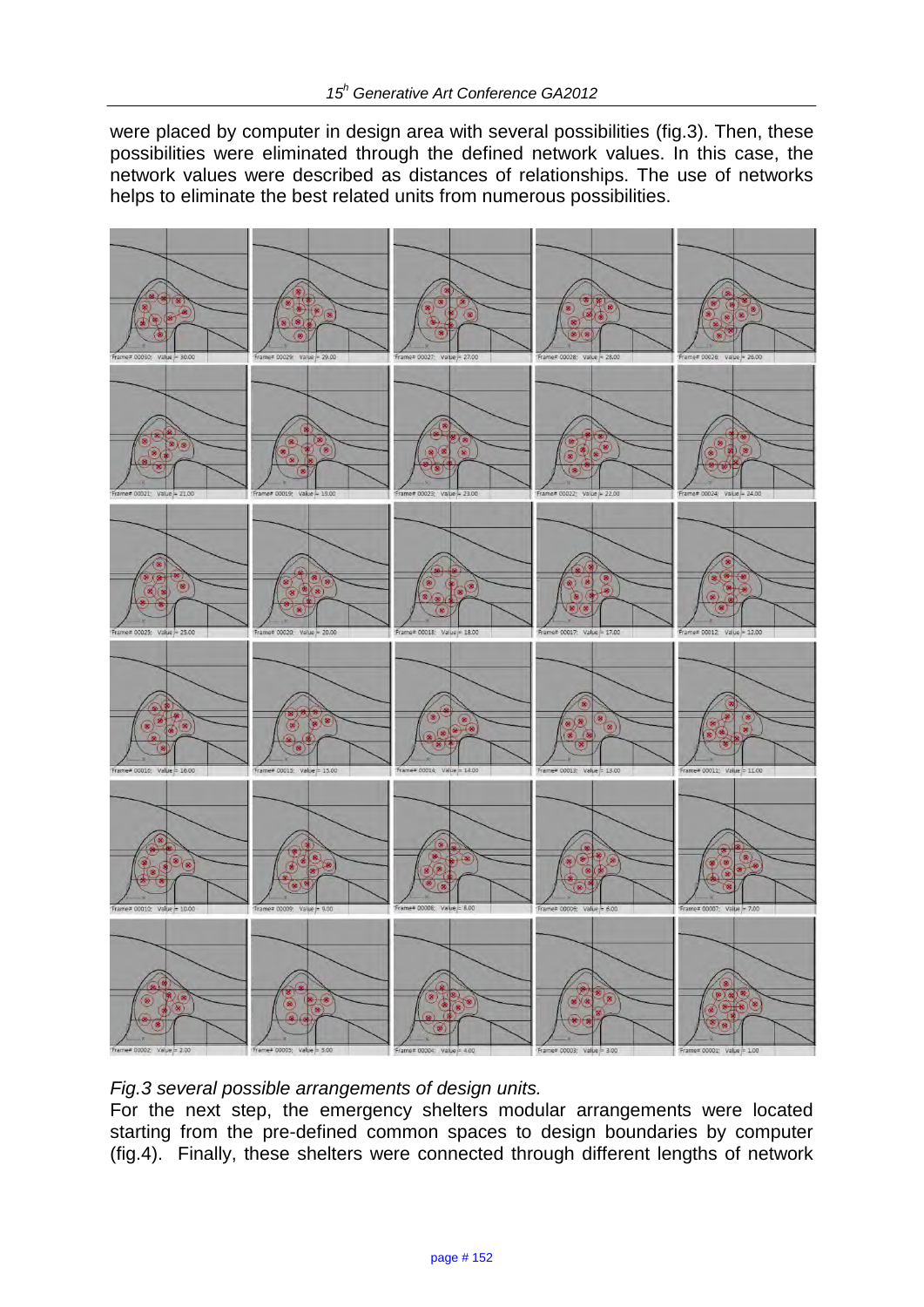were placed by computer in design area with several possibilities (fig.3). Then, these possibilities were eliminated through the defined network values. In this case, the network values were described as distances of relationships. The use of networks helps to eliminate the best related units from numerous possibilities.

*Fig.3 several possible arrangements of design units.*

For the next step, the emergency shelters modular arrangements were located starting from the pre-defined common spaces to design boundaries by computer (fig.4). Finally, these shelters were connected through different lengths of network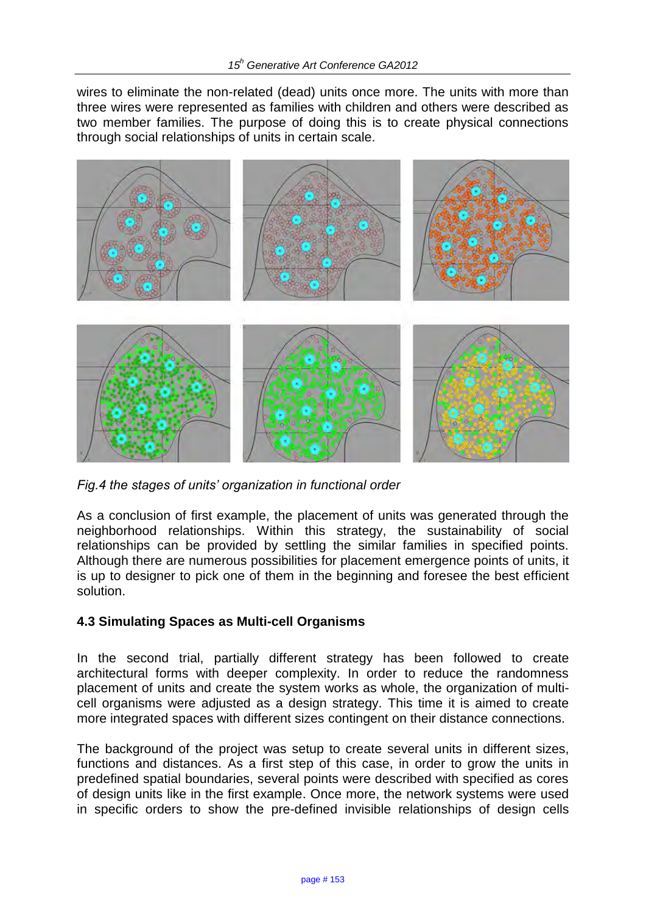wires to eliminate the non-related (dead) units once more. The units with more than three wires were represented as families with children and others were described as two member families. The purpose of doing this is to create physical connections through social relationships of units in certain scale.

*Fig.4 the stages of units' organization in functional order*

As a conclusion of first example, the placement of units was generated through the neighborhood relationships. Within this strategy, the sustainability of social relationships can be provided by settling the similar families in specified points. Although there are numerous possibilities for placement emergence points of units, it is up to designer to pick one of them in the beginning and foresee the best efficient solution.

### 4.3 Simulating Spaces as Multi-cell Organisms

In the second trial, partially different strategy has been followed to create architectural forms with deeper complexity. In order to reduce the randomness placement of units and create the system works as whole, the organization of multi-cell organisms were adjusted as a design strategy. This time it is aimed to create more integrated spaces with different sizes contingent on their distance connections.

The background of the project was setup to create several units in different sizes, functions and distances. As a first step of this case, in order to grow the units in predefined spatial boundaries, several points were described with specified as cores of design units like in the first example. Once more, the network systems were used in specific orders to show the pre-defined invisible relationships of design cells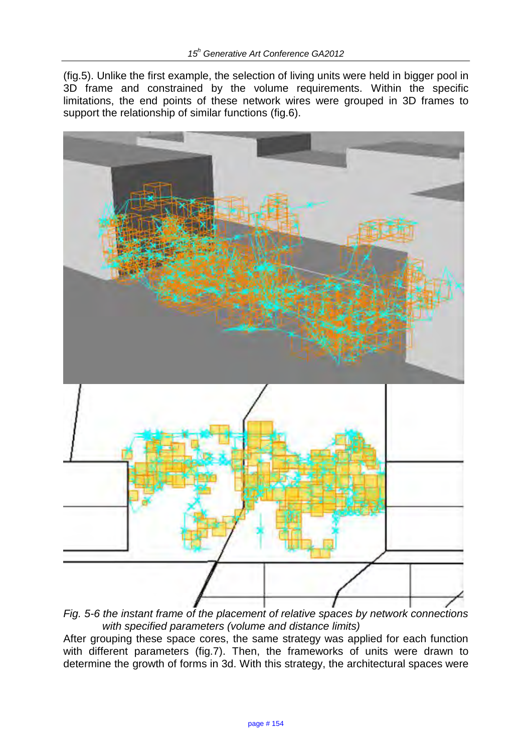(fig.5). Unlike the first example, the selection of living units were held in bigger pool in 3D frame and constrained by the volume requirements. Within the specific limitations, the end points of these network wires were grouped in 3D frames to support the relationship of similar functions (fig.6).

*Fig. 5-6 the instant frame of the placement of relative spaces by network connections with specified parameters (volume and distance limits)*

After grouping these space cores, the same strategy was applied for each function with different parameters (fig.7). Then, the frameworks of units were drawn to determine the growth of forms in 3d. With this strategy, the architectural spaces were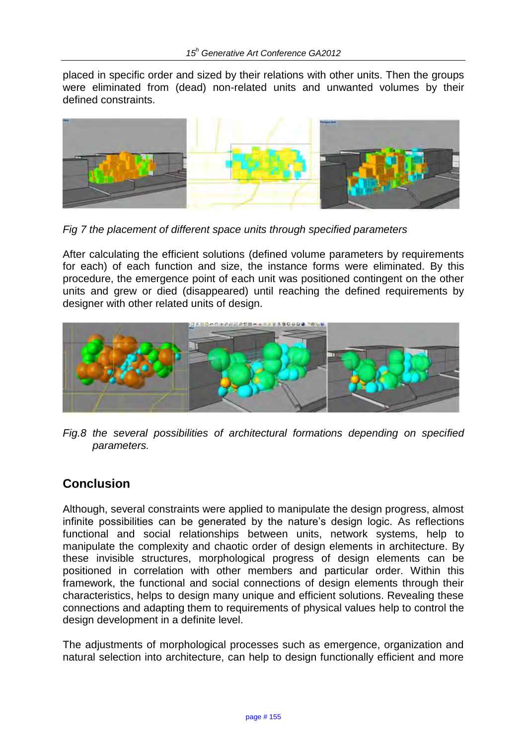placed in specific order and sized by their relations with other units. Then the groups were eliminated from (dead) non-related units and unwanted volumes by their defined constraints.

*Fig 7 the placement of different space units through specified parameters*

After calculating the efficient solutions (defined volume parameters by requirements for each) of each function and size, the instance forms were eliminated. By this procedure, the emergence point of each unit was positioned contingent on the other units and grew or died (disappeared) until reaching the defined requirements by designer with other related units of design.

*Fig.8 the several possibilities of architectural formations depending on specified parameters.*

## Conclusion

Although, several constraints were applied to manipulate the design progress, almost infinite possibilities can be generated by the nature's design logic. As reflections functional and social relationships between units, network systems, help to manipulate the complexity and chaotic order of design elements in architecture. By these invisible structures, morphological progress of design elements can be positioned in correlation with other members and particular order. Within this framework, the functional and social connections of design elements through their characteristics, helps to design many unique and efficient solutions. Revealing these connections and adapting them to requirements of physical values help to control the design development in a definite level.

The adjustments of morphological processes such as emergence, organization and natural selection into architecture, can help to design functionally efficient and more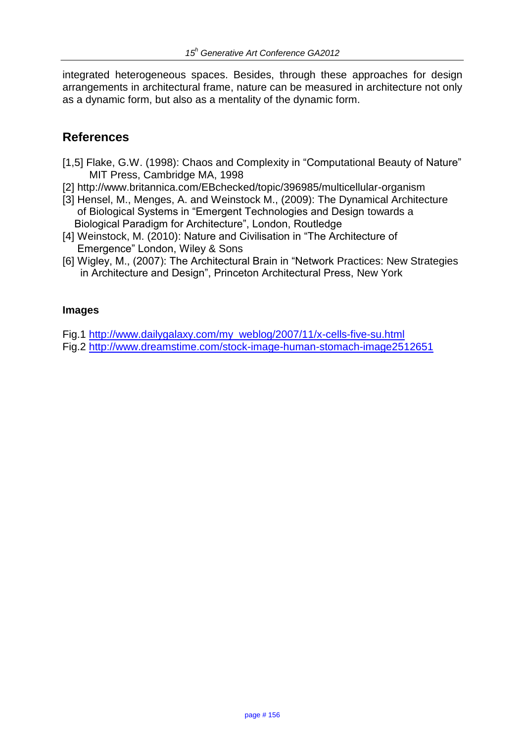integrated heterogeneous spaces. Besides, through these approaches for design arrangements in architectural frame, nature can be measured in architecture not only as a dynamic form, but also as a mentality of the dynamic form.

## References

[1,5] Flake, G.W. (1998): Chaos and Complexity in "Computational Beauty of Nature" MIT Press, Cambridge MA, 1998

[2] http://www.britannica.com/EBchecked/topic/396985/multicellular-organism

[3] Hensel, M., Menges, A. and Weinstock M., (2009): The Dynamical Architecture of Biological Systems in "Emergent Technologies and Design towards a Biological Paradigm for Architecture", London, Routledge

[4] Weinstock, M. (2010): Nature and Civilisation in "The Architecture of Emergence" London, Wiley & Sons

[6] Wigley, M., (2007): The Architectural Brain in "Network Practices: New Strategies in Architecture and Design", Princeton Architectural Press, New York

### Images

Fig.1 http://www.dailygalaxy.com/my_weblog/2007/11/x-cells-five-su.html

Fig.2 http://www.dreamstime.com/stock-image-human-stomach-image2512651